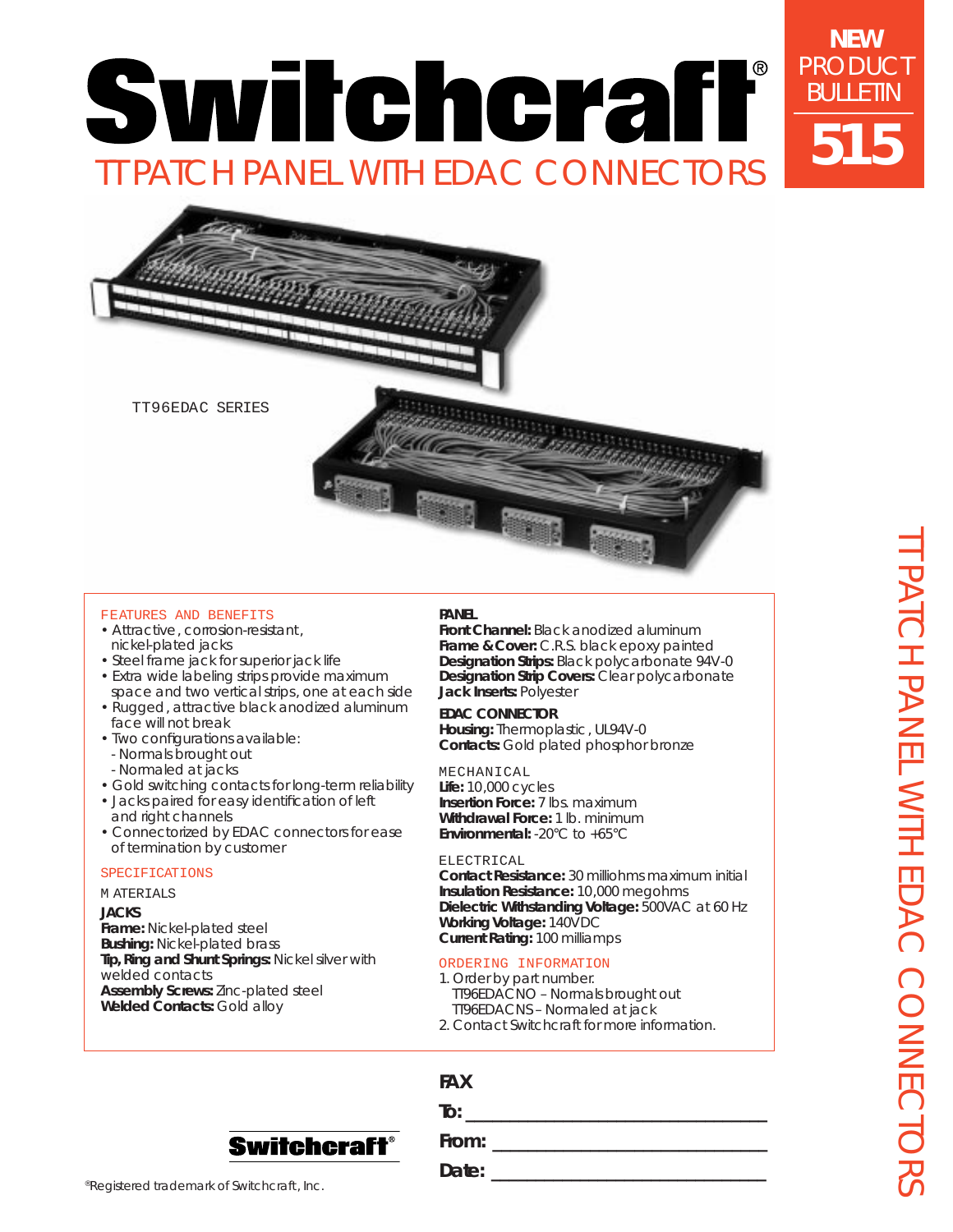# Switchcraft®

## TT PATCH PANEL WITH EDAC CONNECTORS

**NEW PRODUCT BULLETIN 515**

TT96EDAC SERIES

### FEATURES AND BENEFITS

- Attractive, corrosion-resistant, nickel-plated jacks
- Steel frame jack for superior jack life
- Extra wide labeling strips provide maximum space and two vertical strips, one at each side
- Rugged, attractive black anodized aluminum face will not break
- Two configurations available:
  - Normals brought out
  - Normaled at jacks
- Gold switching contacts for long-term reliability
- Jacks paired for easy identification of left and right channels
- Connectorized by EDAC connectors for ease of termination by customer

### SPECIFICATIONS

MATERIALS

**JACKS**
**Frame:** Nickel-plated steel
**Bushing:** Nickel-plated brass
**Tip, Ring and Shunt Springs:** Nickel silver with welded contacts
**Assembly Screws:** Zinc-plated steel
**Welded Contacts:** Gold alloy

**PANEL**
**Front Channel:** Black anodized aluminum
**Frame & Cover:** C.R.S. black epoxy painted
**Designation Strips:** Black polycarbonate 94V-0
**Designation Strip Covers:** Clear polycarbonate
**Jack Inserts:** Polyester

**EDAC CONNECTOR**
**Housing:** Thermoplastic, UL94V-0
**Contacts:** Gold plated phosphor bronze

MECHANICAL
**Life:** 10,000 cycles
**Insertion Force:** 7 lbs. maximum
**Withdrawal Force:** 1 lb. minimum
**Environmental:** -20°C to +65°C

ELECTRICAL
**Contact Resistance:** 30 milliohms maximum initial
**Insulation Resistance:** 10,000 megohms
**Dielectric Withstanding Voltage:** 500VAC at 60 Hz
**Working Voltage:** 140VDC
**Current Rating:** 100 milliamps

### ORDERING INFORMATION

1. Order by part number.
   TT96EDACNO – Normals brought out
   TT96EDACNS – Normaled at jack
2. Contact Switchcraft for more information.

**FAX**
**To:** ______________________________
**From:** ______________________________
**Date:** ______________________________

Switchcraft®

®Registered trademark of Switchcraft, Inc.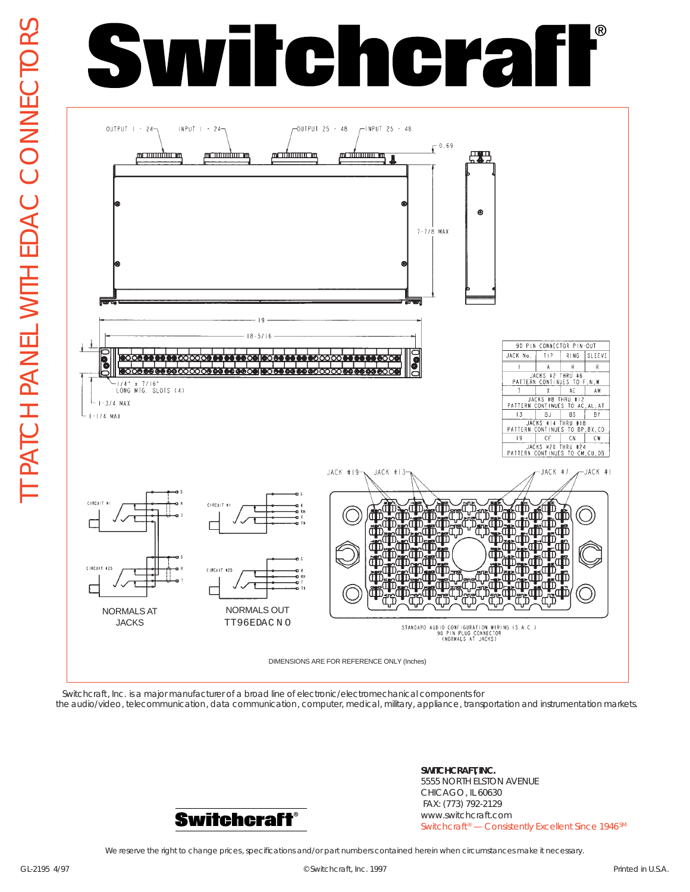# Switchcraft®

TT PATCH PANEL WITH EDAC CONNECTORS

OUTPUT 1 - 24

INPUT 1 - 24

OUTPUT 25 - 48

INPUT 25 - 48

0.69

7-7/8 MAX

19

18-5/16

1/4" x 7/16" LONG MTG. SLOTS (4)

1-3/4 MAX

1-1/4 MAX

| 90 PIN CONNECTOR PIN-OUT | | | |
|---|---|---|---|
| JACK No. | TIP | RING | SLEEVE |
| 1 | A | H | R |
| JACKS #2 THRU #6 PATTERN CONTINUES TO F,N,W | | | |
| 7 | X | AE | AM |
| JACKS #8 THRU #12 PATTERN CONTINUES TO AC,AL,AT | | | |
| 13 | BJ | BS | BY |
| JACKS #14 THRU #18 PATTERN CONTINUES TO BP,BX,CD | | | |
| 19 | CF | CN | CW |
| JACKS #20 THRU #24 PATTERN CONTINUES TO CM,CU,DB | | | |

JACK #19 JACK #13 JACK #7 JACK #1

CIRCUIT #1

CIRCUIT #25

S R T

S R RN T TN

NORMALS AT JACKS

NORMALS OUT TT96EDAC N O

STANDARD AUDIO CONFIGURATION WIRING (S.A.C.) 90 PIN PLUG CONNECTOR (NORMALS AT JACKS)

DIMENSIONS ARE FOR REFERENCE ONLY (Inches)

Switchcraft, Inc. is a major manufacturer of a broad line of electronic/electromechanical components for the audio/video, telecommunication, data communication, computer, medical, military, appliance, transportation and instrumentation markets.

**SWITCHCRAFT, INC.**
5555 NORTH ELSTON AVENUE
CHICAGO, IL 60630
FAX: (773) 792-2129
www.switchcraft.com
Switchcraft® — Consistently Excellent Since 1946SM

We reserve the right to change prices, specifications and/or part numbers contained herein when circumstances make it necessary.

GL-2195 4/97 ©Switchcraft, Inc. 1997 Printed in U.S.A.